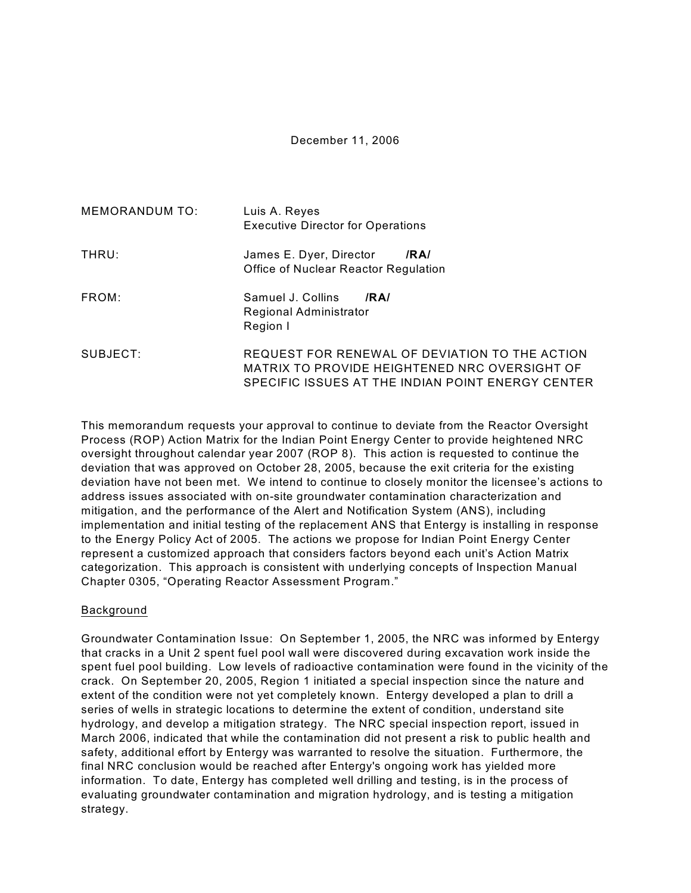December 11, 2006

MEMORANDUM TO: Luis A. Reyes
Executive Director for Operations

THRU: James E. Dyer, Director **/RA/**
Office of Nuclear Reactor Regulation

FROM: Samuel J. Collins **/RA/**
Regional Administrator
Region I

SUBJECT: REQUEST FOR RENEWAL OF DEVIATION TO THE ACTION MATRIX TO PROVIDE HEIGHTENED NRC OVERSIGHT OF SPECIFIC ISSUES AT THE INDIAN POINT ENERGY CENTER

This memorandum requests your approval to continue to deviate from the Reactor Oversight Process (ROP) Action Matrix for the Indian Point Energy Center to provide heightened NRC oversight throughout calendar year 2007 (ROP 8). This action is requested to continue the deviation that was approved on October 28, 2005, because the exit criteria for the existing deviation have not been met. We intend to continue to closely monitor the licensee's actions to address issues associated with on-site groundwater contamination characterization and mitigation, and the performance of the Alert and Notification System (ANS), including implementation and initial testing of the replacement ANS that Entergy is installing in response to the Energy Policy Act of 2005. The actions we propose for Indian Point Energy Center represent a customized approach that considers factors beyond each unit's Action Matrix categorization. This approach is consistent with underlying concepts of Inspection Manual Chapter 0305, "Operating Reactor Assessment Program."

<u>Background</u>

Groundwater Contamination Issue: On September 1, 2005, the NRC was informed by Entergy that cracks in a Unit 2 spent fuel pool wall were discovered during excavation work inside the spent fuel pool building. Low levels of radioactive contamination were found in the vicinity of the crack. On September 20, 2005, Region 1 initiated a special inspection since the nature and extent of the condition were not yet completely known. Entergy developed a plan to drill a series of wells in strategic locations to determine the extent of condition, understand site hydrology, and develop a mitigation strategy. The NRC special inspection report, issued in March 2006, indicated that while the contamination did not present a risk to public health and safety, additional effort by Entergy was warranted to resolve the situation. Furthermore, the final NRC conclusion would be reached after Entergy's ongoing work has yielded more information. To date, Entergy has completed well drilling and testing, is in the process of evaluating groundwater contamination and migration hydrology, and is testing a mitigation strategy.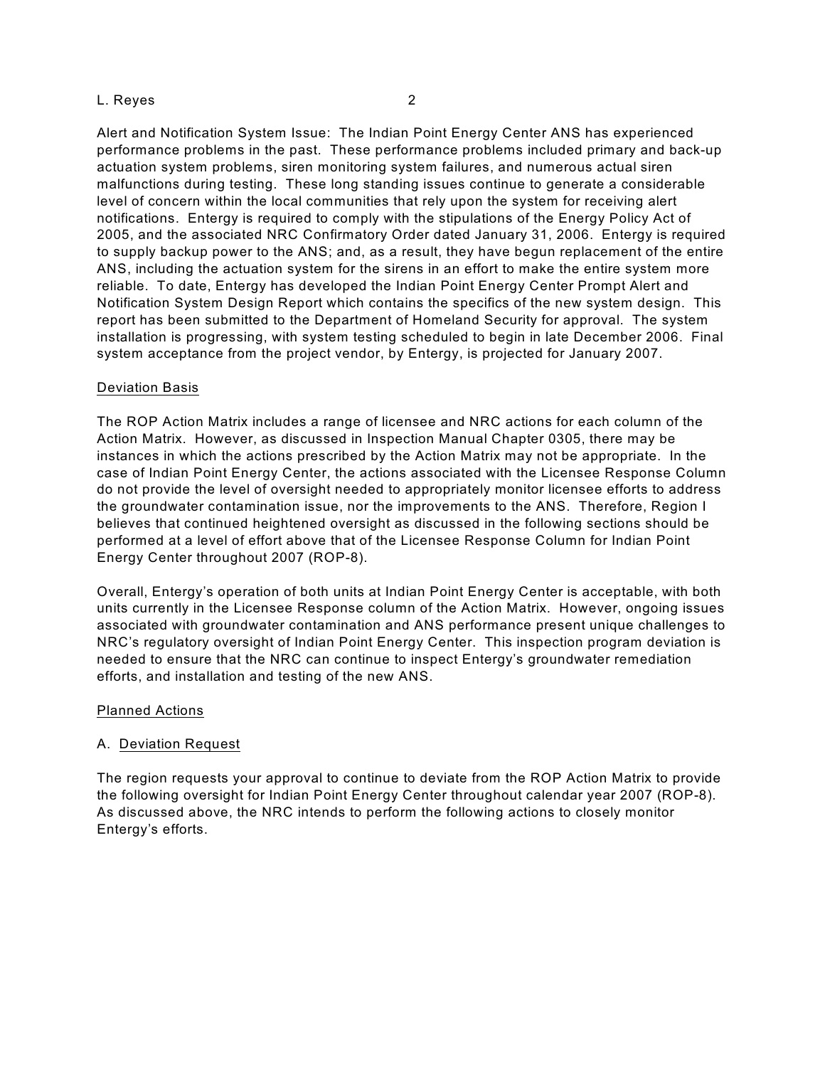Alert and Notification System Issue: The Indian Point Energy Center ANS has experienced performance problems in the past. These performance problems included primary and back-up actuation system problems, siren monitoring system failures, and numerous actual siren malfunctions during testing. These long standing issues continue to generate a considerable level of concern within the local communities that rely upon the system for receiving alert notifications. Entergy is required to comply with the stipulations of the Energy Policy Act of 2005, and the associated NRC Confirmatory Order dated January 31, 2006. Entergy is required to supply backup power to the ANS; and, as a result, they have begun replacement of the entire ANS, including the actuation system for the sirens in an effort to make the entire system more reliable. To date, Entergy has developed the Indian Point Energy Center Prompt Alert and Notification System Design Report which contains the specifics of the new system design. This report has been submitted to the Department of Homeland Security for approval. The system installation is progressing, with system testing scheduled to begin in late December 2006. Final system acceptance from the project vendor, by Entergy, is projected for January 2007.

<u>Deviation Basis</u>

The ROP Action Matrix includes a range of licensee and NRC actions for each column of the Action Matrix. However, as discussed in Inspection Manual Chapter 0305, there may be instances in which the actions prescribed by the Action Matrix may not be appropriate. In the case of Indian Point Energy Center, the actions associated with the Licensee Response Column do not provide the level of oversight needed to appropriately monitor licensee efforts to address the groundwater contamination issue, nor the improvements to the ANS. Therefore, Region I believes that continued heightened oversight as discussed in the following sections should be performed at a level of effort above that of the Licensee Response Column for Indian Point Energy Center throughout 2007 (ROP-8).

Overall, Entergy's operation of both units at Indian Point Energy Center is acceptable, with both units currently in the Licensee Response column of the Action Matrix. However, ongoing issues associated with groundwater contamination and ANS performance present unique challenges to NRC's regulatory oversight of Indian Point Energy Center. This inspection program deviation is needed to ensure that the NRC can continue to inspect Entergy's groundwater remediation efforts, and installation and testing of the new ANS.

<u>Planned Actions</u>

A. <u>Deviation Request</u>

The region requests your approval to continue to deviate from the ROP Action Matrix to provide the following oversight for Indian Point Energy Center throughout calendar year 2007 (ROP-8). As discussed above, the NRC intends to perform the following actions to closely monitor Entergy's efforts.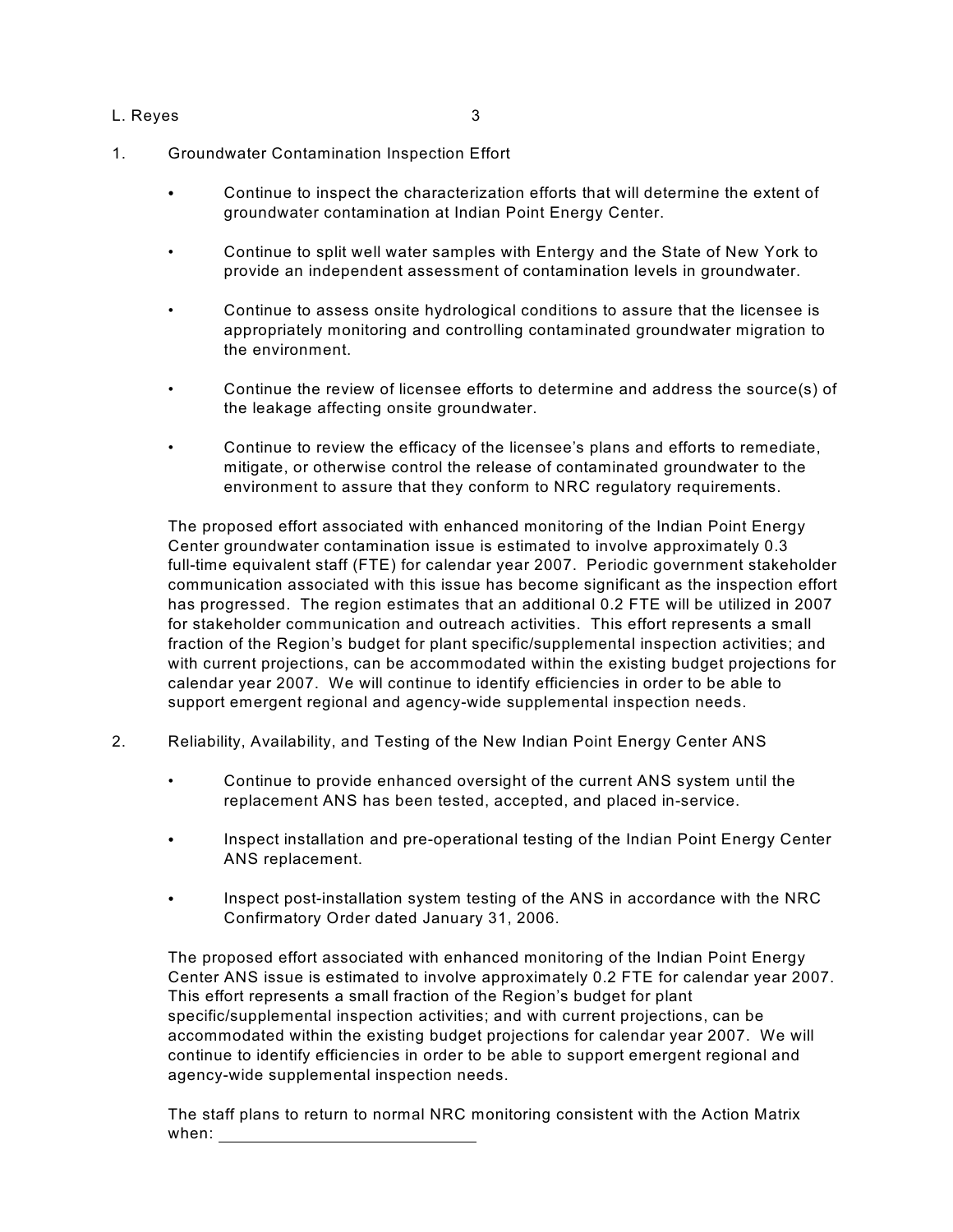1. Groundwater Contamination Inspection Effort

   - Continue to inspect the characterization efforts that will determine the extent of groundwater contamination at Indian Point Energy Center.

   - Continue to split well water samples with Entergy and the State of New York to provide an independent assessment of contamination levels in groundwater.

   - Continue to assess onsite hydrological conditions to assure that the licensee is appropriately monitoring and controlling contaminated groundwater migration to the environment.

   - Continue the review of licensee efforts to determine and address the source(s) of the leakage affecting onsite groundwater.

   - Continue to review the efficacy of the licensee's plans and efforts to remediate, mitigate, or otherwise control the release of contaminated groundwater to the environment to assure that they conform to NRC regulatory requirements.

   The proposed effort associated with enhanced monitoring of the Indian Point Energy Center groundwater contamination issue is estimated to involve approximately 0.3 full-time equivalent staff (FTE) for calendar year 2007. Periodic government stakeholder communication associated with this issue has become significant as the inspection effort has progressed. The region estimates that an additional 0.2 FTE will be utilized in 2007 for stakeholder communication and outreach activities. This effort represents a small fraction of the Region's budget for plant specific/supplemental inspection activities; and with current projections, can be accommodated within the existing budget projections for calendar year 2007. We will continue to identify efficiencies in order to be able to support emergent regional and agency-wide supplemental inspection needs.

2. Reliability, Availability, and Testing of the New Indian Point Energy Center ANS

   - Continue to provide enhanced oversight of the current ANS system until the replacement ANS has been tested, accepted, and placed in-service.

   - Inspect installation and pre-operational testing of the Indian Point Energy Center ANS replacement.

   - Inspect post-installation system testing of the ANS in accordance with the NRC Confirmatory Order dated January 31, 2006.

   The proposed effort associated with enhanced monitoring of the Indian Point Energy Center ANS issue is estimated to involve approximately 0.2 FTE for calendar year 2007. This effort represents a small fraction of the Region's budget for plant specific/supplemental inspection activities; and with current projections, can be accommodated within the existing budget projections for calendar year 2007. We will continue to identify efficiencies in order to be able to support emergent regional and agency-wide supplemental inspection needs.

   The staff plans to return to normal NRC monitoring consistent with the Action Matrix when: ____________________________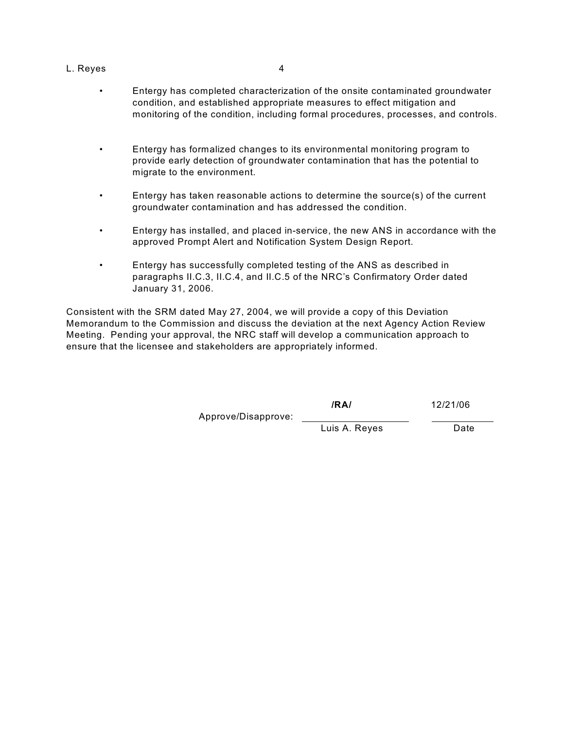- Entergy has completed characterization of the onsite contaminated groundwater condition, and established appropriate measures to effect mitigation and monitoring of the condition, including formal procedures, processes, and controls.
- Entergy has formalized changes to its environmental monitoring program to provide early detection of groundwater contamination that has the potential to migrate to the environment.
- Entergy has taken reasonable actions to determine the source(s) of the current groundwater contamination and has addressed the condition.
- Entergy has installed, and placed in-service, the new ANS in accordance with the approved Prompt Alert and Notification System Design Report.
- Entergy has successfully completed testing of the ANS as described in paragraphs II.C.3, II.C.4, and II.C.5 of the NRC's Confirmatory Order dated January 31, 2006.

Consistent with the SRM dated May 27, 2004, we will provide a copy of this Deviation Memorandum to the Commission and discuss the deviation at the next Agency Action Review Meeting. Pending your approval, the NRC staff will develop a communication approach to ensure that the licensee and stakeholders are appropriately informed.

Approve/Disapprove: **/RA/** 12/21/06

Luis A. Reyes Date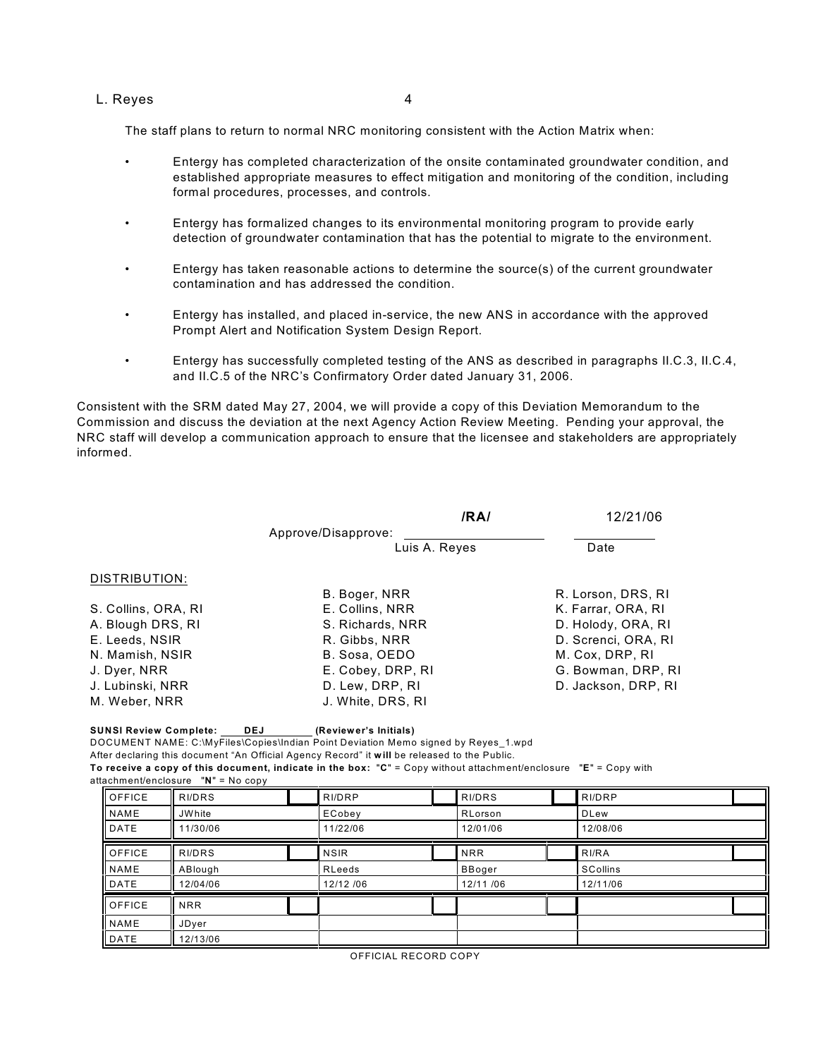The staff plans to return to normal NRC monitoring consistent with the Action Matrix when:

- Entergy has completed characterization of the onsite contaminated groundwater condition, and established appropriate measures to effect mitigation and monitoring of the condition, including formal procedures, processes, and controls.
- Entergy has formalized changes to its environmental monitoring program to provide early detection of groundwater contamination that has the potential to migrate to the environment.
- Entergy has taken reasonable actions to determine the source(s) of the current groundwater contamination and has addressed the condition.
- Entergy has installed, and placed in-service, the new ANS in accordance with the approved Prompt Alert and Notification System Design Report.
- Entergy has successfully completed testing of the ANS as described in paragraphs II.C.3, II.C.4, and II.C.5 of the NRC's Confirmatory Order dated January 31, 2006.

Consistent with the SRM dated May 27, 2004, we will provide a copy of this Deviation Memorandum to the Commission and discuss the deviation at the next Agency Action Review Meeting. Pending your approval, the NRC staff will develop a communication approach to ensure that the licensee and stakeholders are appropriately informed.

Approve/Disapprove: **/RA/** 12/21/06

Luis A. Reyes Date

DISTRIBUTION:

S. Collins, ORA, RI
A. Blough DRS, RI
E. Leeds, NSIR
N. Mamish, NSIR
J. Dyer, NRR
J. Lubinski, NRR
M. Weber, NRR
B. Boger, NRR
E. Collins, NRR
S. Richards, NRR
R. Gibbs, NRR
B. Sosa, OEDO
E. Cobey, DRP, RI
D. Lew, DRP, RI
J. White, DRS, RI
R. Lorson, DRS, RI
K. Farrar, ORA, RI
D. Holody, ORA, RI
D. Screnci, ORA, RI
M. Cox, DRP, RI
G. Bowman, DRP, RI
D. Jackson, DRP, RI

**SUNSI Review Complete:** DEJ **(Reviewer's Initials)**
DOCUMENT NAME: C:\MyFiles\Copies\Indian Point Deviation Memo signed by Reyes_1.wpd
After declaring this document "An Official Agency Record" it **will** be released to the Public.
**To receive a copy of this document, indicate in the box: "C"** = Copy without attachment/enclosure **"E"** = Copy with attachment/enclosure **"N"** = No copy

| OFFICE | RI/DRS | | RI/DRP | | RI/DRS | | RI/DRP | |
|---|---|---|---|---|---|---|---|---|
| NAME | JWhite | | ECobey | | RLorson | | DLew | |
| DATE | 11/30/06 | | 11/22/06 | | 12/01/06 | | 12/08/06 | |
| OFFICE | RI/DRS | | NSIR | | NRR | | RI/RA | |
| NAME | ABlough | | RLeeds | | BBoger | | SCollins | |
| DATE | 12/04/06 | | 12/12 /06 | | 12/11 /06 | | 12/11/06 | |
| OFFICE | NRR | | | | | | | |
| NAME | JDyer | | | | | | | |
| DATE | 12/13/06 | | | | | | | |

OFFICIAL RECORD COPY